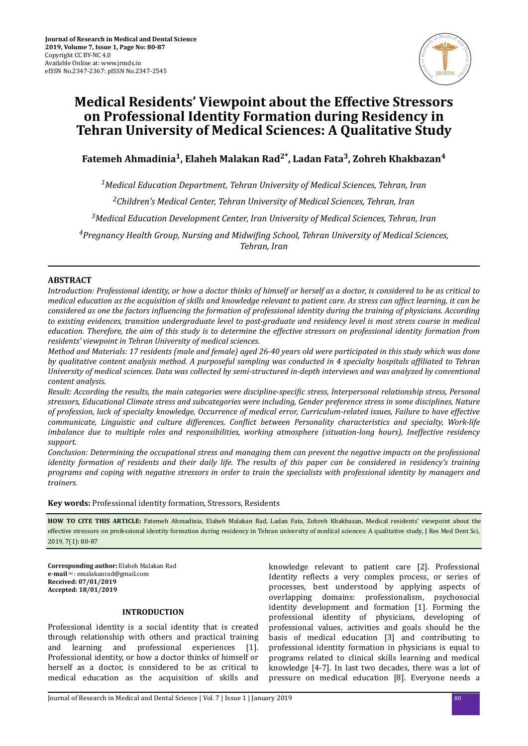# Medical Residents' Viewpoint about the Effective Stressors on Professional Identity Formation during Residency in Tehran University of Medical Sciences: A Qualitative Study

**Fatemeh Ahmadinia[1], Elaheh Malakan Rad[2*], Ladan Fata[3], Zohreh Khakbazan[4]**

*[1]Medical Education Department, Tehran University of Medical Sciences, Tehran, Iran*

*[2]Children's Medical Center, Tehran University of Medical Sciences, Tehran, Iran*

*[3]Medical Education Development Center, Iran University of Medical Sciences, Tehran, Iran*

*[4]Pregnancy Health Group, Nursing and Midwifing School, Tehran University of Medical Sciences, Tehran, Iran*

## ABSTRACT

*Introduction: Professional identity, or how a doctor thinks of himself or herself as a doctor, is considered to be as critical to medical education as the acquisition of skills and knowledge relevant to patient care. As stress can affect learning, it can be considered as one the factors influencing the formation of professional identity during the training of physicians. According to existing evidences, transition undergraduate level to post-graduate and residency level is most stress course in medical education. Therefore, the aim of this study is to determine the effective stressors on professional identity formation from residents' viewpoint in Tehran University of medical sciences.*

*Method and Materials: 17 residents (male and female) aged 26-40 years old were participated in this study which was done by qualitative content analysis method. A purposeful sampling was conducted in 4 specialty hospitals affiliated to Tehran University of medical sciences. Data was collected by semi-structured in-depth interviews and was analyzed by conventional content analysis.*

*Result: According to the results, the main categories were discipline-specific stress, Interpersonal relationship stress, Personal stressors, Educational Climate stress and subcategories were including, Gender preference stress in some disciplines, Nature of profession, lack of specialty knowledge, Occurrence of medical error, Curriculum-related issues, Failure to have effective communicate, Linguistic and culture differences, Conflict between Personality characteristics and specialty, Work-life imbalance due to multiple roles and responsibilities, working atmosphere (situation-long hours), Ineffective residency support.*

*Conclusion: Determining the occupational stress and managing them can prevent the negative impacts on the professional identity formation of residents and their daily life. The results of this paper can be considered in residency's training programs and coping with negative stressors in order to train the specialists with professional identity by managers and trainers.*

**Key words:** Professional identity formation, Stressors, Residents

**HOW TO CITE THIS ARTICLE:** Fatemeh Ahmadinia, Elaheh Malakan Rad, Ladan Fata, Zohreh Khakbazan, Medical residents' viewpoint about the effective stressors on professional identity formation during residency in Tehran university of medical sciences: A qualitative study, J Res Med Dent Sci, 2019, 7(1): 80-87

**Corresponding author:** Elaheh Malakan Rad
**e-mail**: emalakanrad@gmail.com
**Received: 07/01/2019**
**Accepted: 18/01/2019**

## INTRODUCTION

Professional identity is a social identity that is created through relationship with others and practical training and learning and professional experiences [1]. Professional identity, or how a doctor thinks of himself or herself as a doctor, is considered to be as critical to medical education as the acquisition of skills and knowledge relevant to patient care [2]. Professional Identity reflects a very complex process, or series of processes, best understood by applying aspects of overlapping domains: professionalism, psychosocial identity development and formation [1]. Forming the professional identity of physicians, developing of professional values, activities and goals should be the basis of medical education [3] and contributing to professional identity formation in physicians is equal to programs related to clinical skills learning and medical knowledge [4-7]. In last two decades, there was a lot of pressure on medical education [8]. Everyone needs a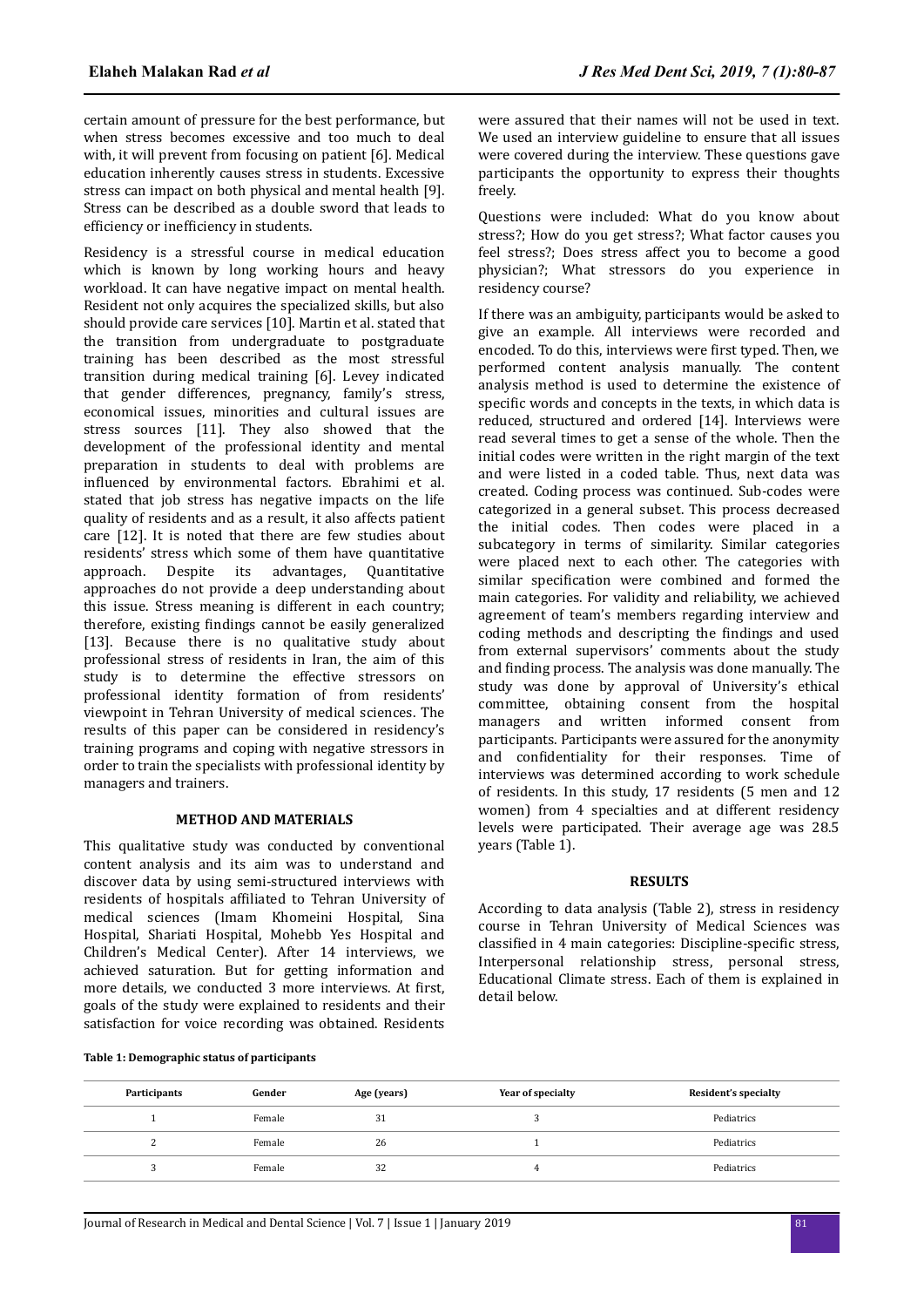certain amount of pressure for the best performance, but when stress becomes excessive and too much to deal with, it will prevent from focusing on patient [6]. Medical education inherently causes stress in students. Excessive stress can impact on both physical and mental health [9]. Stress can be described as a double sword that leads to efficiency or inefficiency in students.

Residency is a stressful course in medical education which is known by long working hours and heavy workload. It can have negative impact on mental health. Resident not only acquires the specialized skills, but also should provide care services [10]. Martin et al. stated that the transition from undergraduate to postgraduate training has been described as the most stressful transition during medical training [6]. Levey indicated that gender differences, pregnancy, family's stress, economical issues, minorities and cultural issues are stress sources [11]. They also showed that the development of the professional identity and mental preparation in students to deal with problems are influenced by environmental factors. Ebrahimi et al. stated that job stress has negative impacts on the life quality of residents and as a result, it also affects patient care [12]. It is noted that there are few studies about residents' stress which some of them have quantitative approach. Despite its advantages, Quantitative approaches do not provide a deep understanding about this issue. Stress meaning is different in each country; therefore, existing findings cannot be easily generalized [13]. Because there is no qualitative study about professional stress of residents in Iran, the aim of this study is to determine the effective stressors on professional identity formation of from residents' viewpoint in Tehran University of medical sciences. The results of this paper can be considered in residency's training programs and coping with negative stressors in order to train the specialists with professional identity by managers and trainers.

## METHOD AND MATERIALS

This qualitative study was conducted by conventional content analysis and its aim was to understand and discover data by using semi-structured interviews with residents of hospitals affiliated to Tehran University of medical sciences (Imam Khomeini Hospital, Sina Hospital, Shariati Hospital, Mohebb Yes Hospital and Children's Medical Center). After 14 interviews, we achieved saturation. But for getting information and more details, we conducted 3 more interviews. At first, goals of the study were explained to residents and their satisfaction for voice recording was obtained. Residents were assured that their names will not be used in text. We used an interview guideline to ensure that all issues were covered during the interview. These questions gave participants the opportunity to express their thoughts freely.

Questions were included: What do you know about stress?; How do you get stress?; What factor causes you feel stress?; Does stress affect you to become a good physician?; What stressors do you experience in residency course?

If there was an ambiguity, participants would be asked to give an example. All interviews were recorded and encoded. To do this, interviews were first typed. Then, we performed content analysis manually. The content analysis method is used to determine the existence of specific words and concepts in the texts, in which data is reduced, structured and ordered [14]. Interviews were read several times to get a sense of the whole. Then the initial codes were written in the right margin of the text and were listed in a coded table. Thus, next data was created. Coding process was continued. Sub-codes were categorized in a general subset. This process decreased the initial codes. Then codes were placed in a subcategory in terms of similarity. Similar categories were placed next to each other. The categories with similar specification were combined and formed the main categories. For validity and reliability, we achieved agreement of team's members regarding interview and coding methods and descripting the findings and used from external supervisors' comments about the study and finding process. The analysis was done manually. The study was done by approval of University's ethical committee, obtaining consent from the hospital managers and written informed consent from participants. Participants were assured for the anonymity and confidentiality for their responses. Time of interviews was determined according to work schedule of residents. In this study, 17 residents (5 men and 12 women) from 4 specialties and at different residency levels were participated. Their average age was 28.5 years (Table 1).

## RESULTS

According to data analysis (Table 2), stress in residency course in Tehran University of Medical Sciences was classified in 4 main categories: Discipline-specific stress, Interpersonal relationship stress, personal stress, Educational Climate stress. Each of them is explained in detail below.

**Table 1: Demographic status of participants**

| Participants | Gender | Age (years) | Year of specialty | Resident's specialty |
|---|---|---|---|---|
| 1 | Female | 31 | 3 | Pediatrics |
| 2 | Female | 26 | 1 | Pediatrics |
| 3 | Female | 32 | 4 | Pediatrics |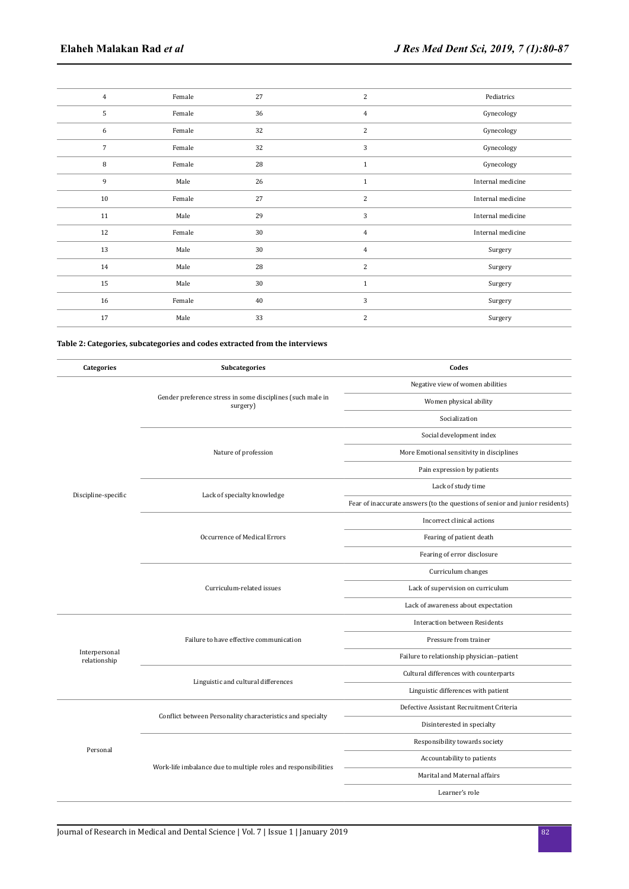| 4 | Female | 27 | 2 | Pediatrics |
|---|---|---|---|---|
| 5 | Female | 36 | 4 | Gynecology |
| 6 | Female | 32 | 2 | Gynecology |
| 7 | Female | 32 | 3 | Gynecology |
| 8 | Female | 28 | 1 | Gynecology |
| 9 | Male | 26 | 1 | Internal medicine |
| 10 | Female | 27 | 2 | Internal medicine |
| 11 | Male | 29 | 3 | Internal medicine |
| 12 | Female | 30 | 4 | Internal medicine |
| 13 | Male | 30 | 4 | Surgery |
| 14 | Male | 28 | 2 | Surgery |
| 15 | Male | 30 | 1 | Surgery |
| 16 | Female | 40 | 3 | Surgery |
| 17 | Male | 33 | 2 | Surgery |

**Table 2: Categories, subcategories and codes extracted from the interviews**

| Categories | Subcategories | Codes |
|---|---|---|
| Discipline-specific | Gender preference stress in some disciplines (such male in surgery) | Negative view of women abilities |
| | | Women physical ability |
| | | Socialization |
| | Nature of profession | Social development index |
| | | More Emotional sensitivity in disciplines |
| | | Pain expression by patients |
| | Lack of specialty knowledge | Lack of study time |
| | | Fear of inaccurate answers (to the questions of senior and junior residents) |
| | Occurrence of Medical Errors | Incorrect clinical actions |
| | | Fearing of patient death |
| | | Fearing of error disclosure |
| | Curriculum-related issues | Curriculum changes |
| | | Lack of supervision on curriculum |
| | | Lack of awareness about expectation |
| Interpersonal relationship | Failure to have effective communication | Interaction between Residents |
| | | Pressure from trainer |
| | | Failure to relationship physician–patient |
| | Linguistic and cultural differences | Cultural differences with counterparts |
| | | Linguistic differences with patient |
| Personal | Conflict between Personality characteristics and specialty | Defective Assistant Recruitment Criteria |
| | | Disinterested in specialty |
| | Work-life imbalance due to multiple roles and responsibilities | Responsibility towards society |
| | | Accountability to patients |
| | | Marital and Maternal affairs |
| | | Learner's role |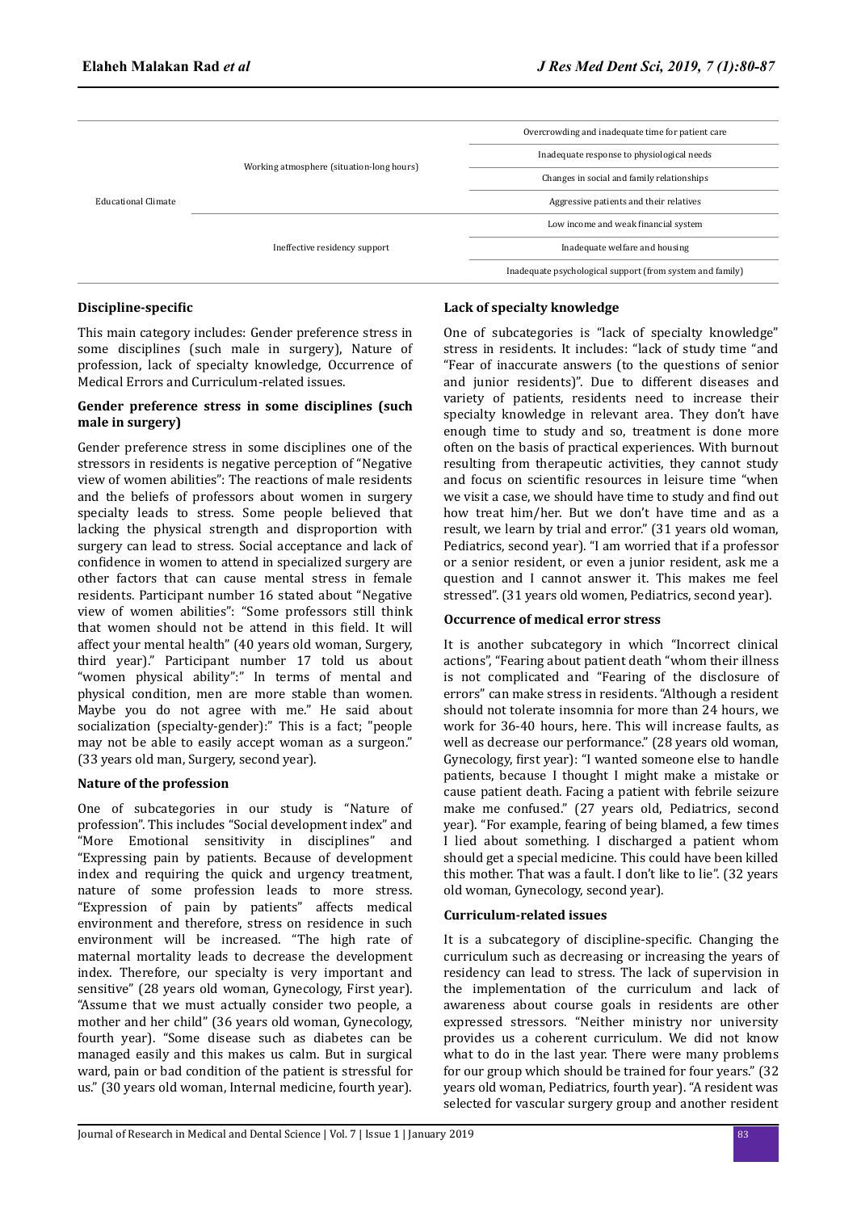| | | |
|---|---|---|
| Educational Climate | Working atmosphere (situation-long hours) | Overcrowding and inadequate time for patient care |
| | | Inadequate response to physiological needs |
| | | Changes in social and family relationships |
| | | Aggressive patients and their relatives |
| | Ineffective residency support | Low income and weak financial system |
| | | Inadequate welfare and housing |
| | | Inadequate psychological support (from system and family) |

### Discipline-specific

This main category includes: Gender preference stress in some disciplines (such male in surgery), Nature of profession, lack of specialty knowledge, Occurrence of Medical Errors and Curriculum-related issues.

### Gender preference stress in some disciplines (such male in surgery)

Gender preference stress in some disciplines one of the stressors in residents is negative perception of "Negative view of women abilities": The reactions of male residents and the beliefs of professors about women in surgery specialty leads to stress. Some people believed that lacking the physical strength and disproportion with surgery can lead to stress. Social acceptance and lack of confidence in women to attend in specialized surgery are other factors that can cause mental stress in female residents. Participant number 16 stated about "Negative view of women abilities": "Some professors still think that women should not be attend in this field. It will affect your mental health" (40 years old woman, Surgery, third year)." Participant number 17 told us about "women physical ability":" In terms of mental and physical condition, men are more stable than women. Maybe you do not agree with me." He said about socialization (specialty-gender):" This is a fact; "people may not be able to easily accept woman as a surgeon." (33 years old man, Surgery, second year).

### Nature of the profession

One of subcategories in our study is "Nature of profession". This includes "Social development index" and "More Emotional sensitivity in disciplines" and "Expressing pain by patients. Because of development index and requiring the quick and urgency treatment, nature of some profession leads to more stress. "Expression of pain by patients" affects medical environment and therefore, stress on residence in such environment will be increased. "The high rate of maternal mortality leads to decrease the development index. Therefore, our specialty is very important and sensitive" (28 years old woman, Gynecology, First year). "Assume that we must actually consider two people, a mother and her child" (36 years old woman, Gynecology, fourth year). "Some disease such as diabetes can be managed easily and this makes us calm. But in surgical ward, pain or bad condition of the patient is stressful for us." (30 years old woman, Internal medicine, fourth year).

### Lack of specialty knowledge

One of subcategories is "lack of specialty knowledge" stress in residents. It includes: "lack of study time "and "Fear of inaccurate answers (to the questions of senior and junior residents)". Due to different diseases and variety of patients, residents need to increase their specialty knowledge in relevant area. They don't have enough time to study and so, treatment is done more often on the basis of practical experiences. With burnout resulting from therapeutic activities, they cannot study and focus on scientific resources in leisure time "when we visit a case, we should have time to study and find out how treat him/her. But we don't have time and as a result, we learn by trial and error." (31 years old woman, Pediatrics, second year). "I am worried that if a professor or a senior resident, or even a junior resident, ask me a question and I cannot answer it. This makes me feel stressed". (31 years old women, Pediatrics, second year).

### Occurrence of medical error stress

It is another subcategory in which "Incorrect clinical actions", "Fearing about patient death "whom their illness is not complicated and "Fearing of the disclosure of errors" can make stress in residents. "Although a resident should not tolerate insomnia for more than 24 hours, we work for 36-40 hours, here. This will increase faults, as well as decrease our performance." (28 years old woman, Gynecology, first year): "I wanted someone else to handle patients, because I thought I might make a mistake or cause patient death. Facing a patient with febrile seizure make me confused." (27 years old, Pediatrics, second year). "For example, fearing of being blamed, a few times I lied about something. I discharged a patient whom should get a special medicine. This could have been killed this mother. That was a fault. I don't like to lie". (32 years old woman, Gynecology, second year).

### Curriculum-related issues

It is a subcategory of discipline-specific. Changing the curriculum such as decreasing or increasing the years of residency can lead to stress. The lack of supervision in the implementation of the curriculum and lack of awareness about course goals in residents are other expressed stressors. "Neither ministry nor university provides us a coherent curriculum. We did not know what to do in the last year. There were many problems for our group which should be trained for four years." (32 years old woman, Pediatrics, fourth year). "A resident was selected for vascular surgery group and another resident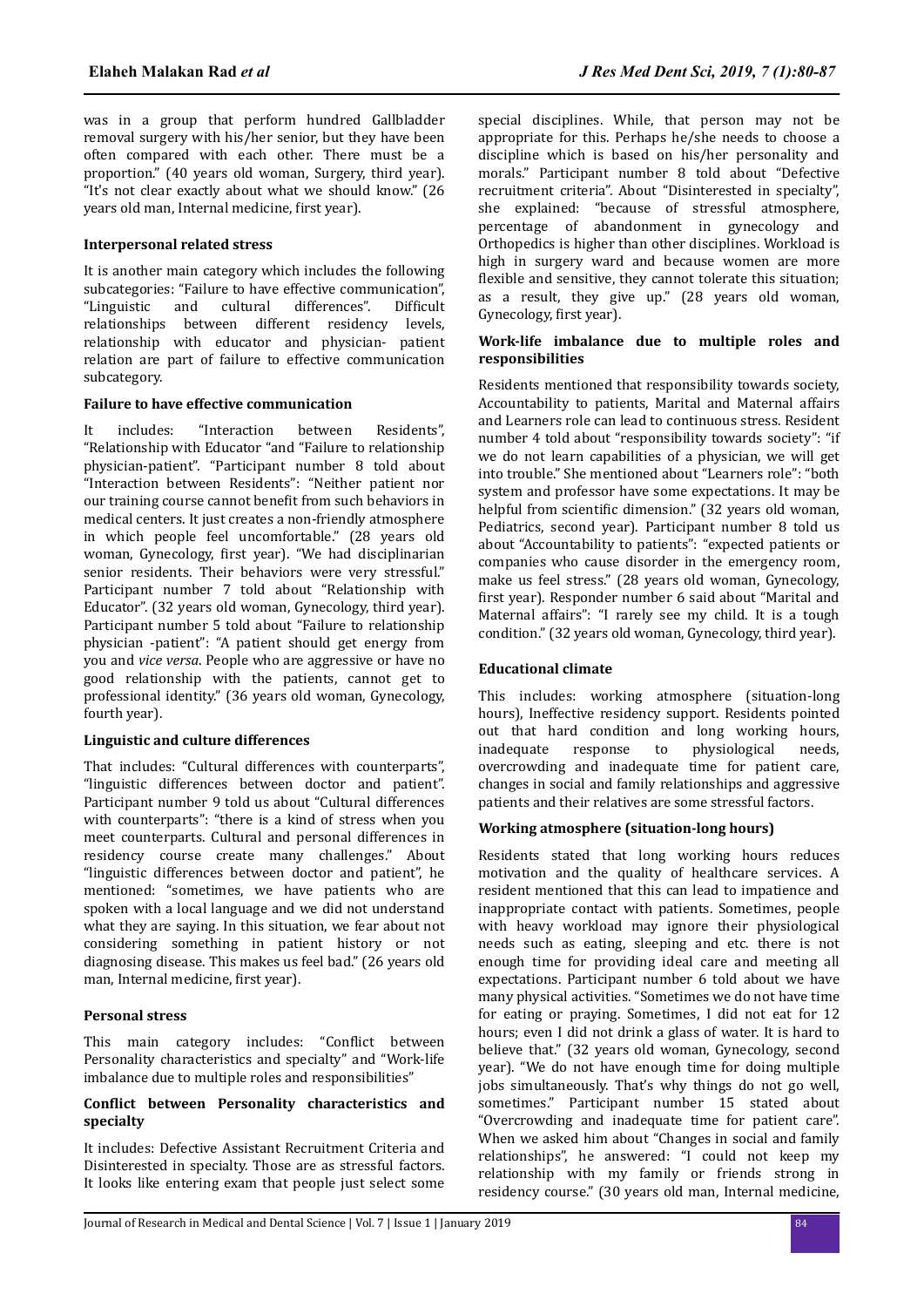was in a group that perform hundred Gallbladder removal surgery with his/her senior, but they have been often compared with each other. There must be a proportion." (40 years old woman, Surgery, third year). "It's not clear exactly about what we should know." (26 years old man, Internal medicine, first year).

### Interpersonal related stress

It is another main category which includes the following subcategories: "Failure to have effective communication", "Linguistic and cultural differences". Difficult relationships between different residency levels, relationship with educator and physician- patient relation are part of failure to effective communication subcategory.

### Failure to have effective communication

It includes: "Interaction between Residents", "Relationship with Educator "and "Failure to relationship physician-patient". "Participant number 8 told about "Interaction between Residents": "Neither patient nor our training course cannot benefit from such behaviors in medical centers. It just creates a non-friendly atmosphere in which people feel uncomfortable." (28 years old woman, Gynecology, first year). "We had disciplinarian senior residents. Their behaviors were very stressful." Participant number 7 told about "Relationship with Educator". (32 years old woman, Gynecology, third year). Participant number 5 told about "Failure to relationship physician -patient": "A patient should get energy from you and *vice versa*. People who are aggressive or have no good relationship with the patients, cannot get to professional identity." (36 years old woman, Gynecology, fourth year).

### Linguistic and culture differences

That includes: "Cultural differences with counterparts", "linguistic differences between doctor and patient". Participant number 9 told us about "Cultural differences with counterparts": "there is a kind of stress when you meet counterparts. Cultural and personal differences in residency course create many challenges." About "linguistic differences between doctor and patient", he mentioned: "sometimes, we have patients who are spoken with a local language and we did not understand what they are saying. In this situation, we fear about not considering something in patient history or not diagnosing disease. This makes us feel bad." (26 years old man, Internal medicine, first year).

### Personal stress

This main category includes: "Conflict between Personality characteristics and specialty" and "Work-life imbalance due to multiple roles and responsibilities"

### Conflict between Personality characteristics and specialty

It includes: Defective Assistant Recruitment Criteria and Disinterested in specialty. Those are as stressful factors. It looks like entering exam that people just select some special disciplines. While, that person may not be appropriate for this. Perhaps he/she needs to choose a discipline which is based on his/her personality and morals." Participant number 8 told about "Defective recruitment criteria". About "Disinterested in specialty", she explained: "because of stressful atmosphere, percentage of abandonment in gynecology and Orthopedics is higher than other disciplines. Workload is high in surgery ward and because women are more flexible and sensitive, they cannot tolerate this situation; as a result, they give up." (28 years old woman, Gynecology, first year).

### Work-life imbalance due to multiple roles and responsibilities

Residents mentioned that responsibility towards society, Accountability to patients, Marital and Maternal affairs and Learners role can lead to continuous stress. Resident number 4 told about "responsibility towards society": "if we do not learn capabilities of a physician, we will get into trouble." She mentioned about "Learners role": "both system and professor have some expectations. It may be helpful from scientific dimension." (32 years old woman, Pediatrics, second year). Participant number 8 told us about "Accountability to patients": "expected patients or companies who cause disorder in the emergency room, make us feel stress." (28 years old woman, Gynecology, first year). Responder number 6 said about "Marital and Maternal affairs": "I rarely see my child. It is a tough condition." (32 years old woman, Gynecology, third year).

### Educational climate

This includes: working atmosphere (situation-long hours), Ineffective residency support. Residents pointed out that hard condition and long working hours, inadequate response to physiological needs, overcrowding and inadequate time for patient care, changes in social and family relationships and aggressive patients and their relatives are some stressful factors.

### Working atmosphere (situation-long hours)

Residents stated that long working hours reduces motivation and the quality of healthcare services. A resident mentioned that this can lead to impatience and inappropriate contact with patients. Sometimes, people with heavy workload may ignore their physiological needs such as eating, sleeping and etc. there is not enough time for providing ideal care and meeting all expectations. Participant number 6 told about we have many physical activities. "Sometimes we do not have time for eating or praying. Sometimes, I did not eat for 12 hours; even I did not drink a glass of water. It is hard to believe that." (32 years old woman, Gynecology, second year). "We do not have enough time for doing multiple jobs simultaneously. That's why things do not go well, sometimes." Participant number 15 stated about "Overcrowding and inadequate time for patient care". When we asked him about "Changes in social and family relationships", he answered: "I could not keep my relationship with my family or friends strong in residency course." (30 years old man, Internal medicine,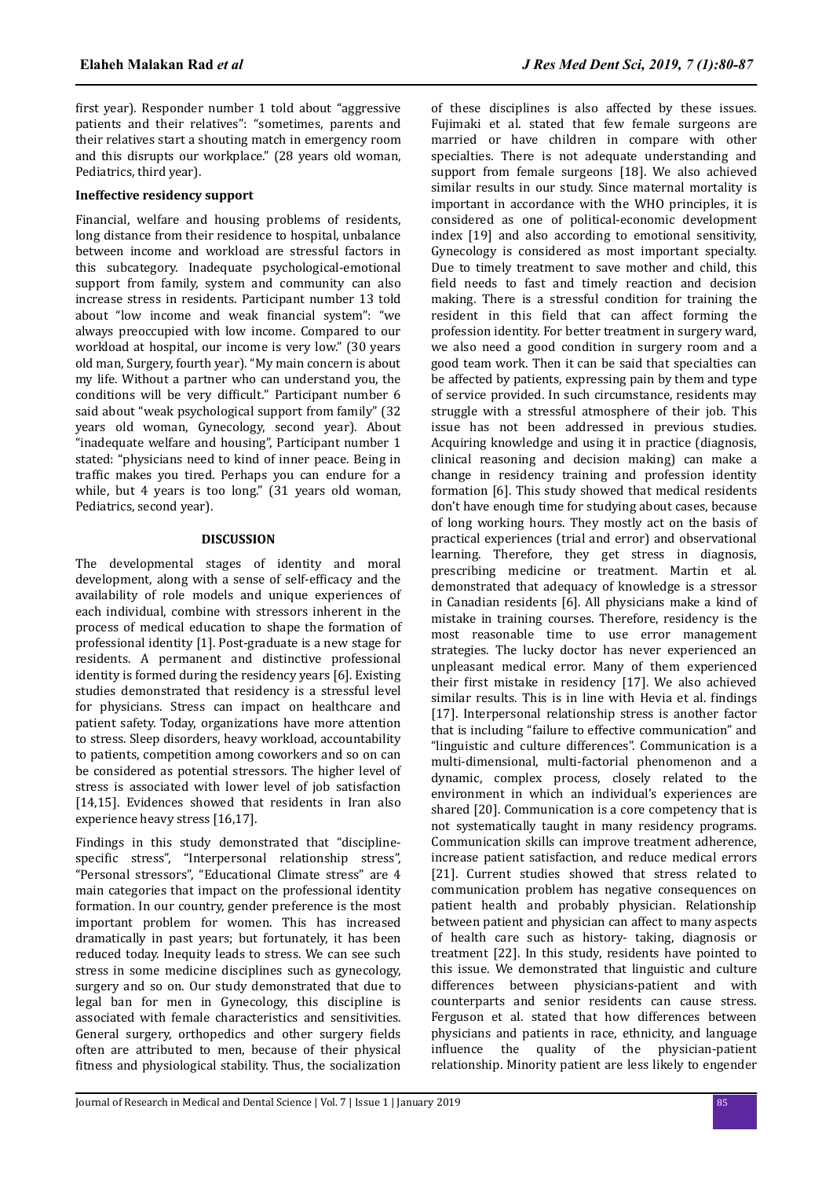first year). Responder number 1 told about "aggressive patients and their relatives": "sometimes, parents and their relatives start a shouting match in emergency room and this disrupts our workplace." (28 years old woman, Pediatrics, third year).

**Ineffective residency support**

Financial, welfare and housing problems of residents, long distance from their residence to hospital, unbalance between income and workload are stressful factors in this subcategory. Inadequate psychological-emotional support from family, system and community can also increase stress in residents. Participant number 13 told about "low income and weak financial system": "we always preoccupied with low income. Compared to our workload at hospital, our income is very low." (30 years old man, Surgery, fourth year). "My main concern is about my life. Without a partner who can understand you, the conditions will be very difficult." Participant number 6 said about "weak psychological support from family" (32 years old woman, Gynecology, second year). About "inadequate welfare and housing", Participant number 1 stated: "physicians need to kind of inner peace. Being in traffic makes you tired. Perhaps you can endure for a while, but 4 years is too long." (31 years old woman, Pediatrics, second year).

## DISCUSSION

The developmental stages of identity and moral development, along with a sense of self-efficacy and the availability of role models and unique experiences of each individual, combine with stressors inherent in the process of medical education to shape the formation of professional identity [1]. Post-graduate is a new stage for residents. A permanent and distinctive professional identity is formed during the residency years [6]. Existing studies demonstrated that residency is a stressful level for physicians. Stress can impact on healthcare and patient safety. Today, organizations have more attention to stress. Sleep disorders, heavy workload, accountability to patients, competition among coworkers and so on can be considered as potential stressors. The higher level of stress is associated with lower level of job satisfaction [14,15]. Evidences showed that residents in Iran also experience heavy stress [16,17].

Findings in this study demonstrated that "discipline-specific stress", "Interpersonal relationship stress", "Personal stressors", "Educational Climate stress" are 4 main categories that impact on the professional identity formation. In our country, gender preference is the most important problem for women. This has increased dramatically in past years; but fortunately, it has been reduced today. Inequity leads to stress. We can see such stress in some medicine disciplines such as gynecology, surgery and so on. Our study demonstrated that due to legal ban for men in Gynecology, this discipline is associated with female characteristics and sensitivities. General surgery, orthopedics and other surgery fields often are attributed to men, because of their physical fitness and physiological stability. Thus, the socialization of these disciplines is also affected by these issues. Fujimaki et al. stated that few female surgeons are married or have children in compare with other specialties. There is not adequate understanding and support from female surgeons [18]. We also achieved similar results in our study. Since maternal mortality is important in accordance with the WHO principles, it is considered as one of political-economic development index [19] and also according to emotional sensitivity, Gynecology is considered as most important specialty. Due to timely treatment to save mother and child, this field needs to fast and timely reaction and decision making. There is a stressful condition for training the resident in this field that can affect forming the profession identity. For better treatment in surgery ward, we also need a good condition in surgery room and a good team work. Then it can be said that specialties can be affected by patients, expressing pain by them and type of service provided. In such circumstance, residents may struggle with a stressful atmosphere of their job. This issue has not been addressed in previous studies. Acquiring knowledge and using it in practice (diagnosis, clinical reasoning and decision making) can make a change in residency training and profession identity formation [6]. This study showed that medical residents don't have enough time for studying about cases, because of long working hours. They mostly act on the basis of practical experiences (trial and error) and observational learning. Therefore, they get stress in diagnosis, prescribing medicine or treatment. Martin et al. demonstrated that adequacy of knowledge is a stressor in Canadian residents [6]. All physicians make a kind of mistake in training courses. Therefore, residency is the most reasonable time to use error management strategies. The lucky doctor has never experienced an unpleasant medical error. Many of them experienced their first mistake in residency [17]. We also achieved similar results. This is in line with Hevia et al. findings [17]. Interpersonal relationship stress is another factor that is including "failure to effective communication" and "linguistic and culture differences". Communication is a multi-dimensional, multi-factorial phenomenon and a dynamic, complex process, closely related to the environment in which an individual's experiences are shared [20]. Communication is a core competency that is not systematically taught in many residency programs. Communication skills can improve treatment adherence, increase patient satisfaction, and reduce medical errors [21]. Current studies showed that stress related to communication problem has negative consequences on patient health and probably physician. Relationship between patient and physician can affect to many aspects of health care such as history- taking, diagnosis or treatment [22]. In this study, residents have pointed to this issue. We demonstrated that linguistic and culture differences between physicians-patient and with counterparts and senior residents can cause stress. Ferguson et al. stated that how differences between physicians and patients in race, ethnicity, and language influence the quality of the physician-patient relationship. Minority patient are less likely to engender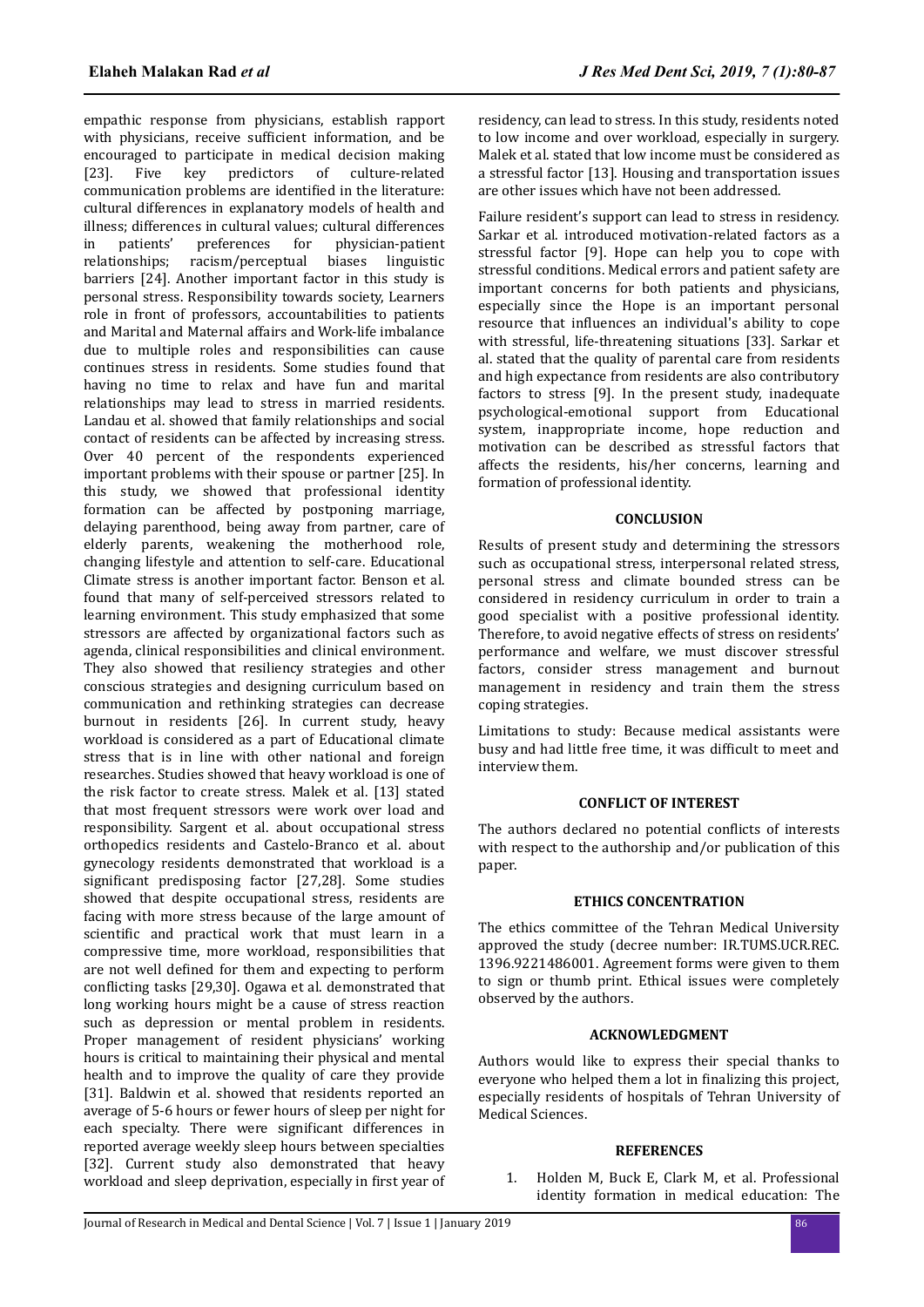empathic response from physicians, establish rapport with physicians, receive sufficient information, and be encouraged to participate in medical decision making [23]. Five key predictors of culture-related communication problems are identified in the literature: cultural differences in explanatory models of health and illness; differences in cultural values; cultural differences in patients' preferences for physician-patient relationships; racism/perceptual biases linguistic barriers [24]. Another important factor in this study is personal stress. Responsibility towards society, Learners role in front of professors, accountabilities to patients and Marital and Maternal affairs and Work-life imbalance due to multiple roles and responsibilities can cause continues stress in residents. Some studies found that having no time to relax and have fun and marital relationships may lead to stress in married residents. Landau et al. showed that family relationships and social contact of residents can be affected by increasing stress. Over 40 percent of the respondents experienced important problems with their spouse or partner [25]. In this study, we showed that professional identity formation can be affected by postponing marriage, delaying parenthood, being away from partner, care of elderly parents, weakening the motherhood role, changing lifestyle and attention to self-care. Educational Climate stress is another important factor. Benson et al. found that many of self-perceived stressors related to learning environment. This study emphasized that some stressors are affected by organizational factors such as agenda, clinical responsibilities and clinical environment. They also showed that resiliency strategies and other conscious strategies and designing curriculum based on communication and rethinking strategies can decrease burnout in residents [26]. In current study, heavy workload is considered as a part of Educational climate stress that is in line with other national and foreign researches. Studies showed that heavy workload is one of the risk factor to create stress. Malek et al. [13] stated that most frequent stressors were work over load and responsibility. Sargent et al. about occupational stress orthopedics residents and Castelo-Branco et al. about gynecology residents demonstrated that workload is a significant predisposing factor [27,28]. Some studies showed that despite occupational stress, residents are facing with more stress because of the large amount of scientific and practical work that must learn in a compressive time, more workload, responsibilities that are not well defined for them and expecting to perform conflicting tasks [29,30]. Ogawa et al. demonstrated that long working hours might be a cause of stress reaction such as depression or mental problem in residents. Proper management of resident physicians' working hours is critical to maintaining their physical and mental health and to improve the quality of care they provide [31]. Baldwin et al. showed that residents reported an average of 5-6 hours or fewer hours of sleep per night for each specialty. There were significant differences in reported average weekly sleep hours between specialties [32]. Current study also demonstrated that heavy workload and sleep deprivation, especially in first year of residency, can lead to stress. In this study, residents noted to low income and over workload, especially in surgery. Malek et al. stated that low income must be considered as a stressful factor [13]. Housing and transportation issues are other issues which have not been addressed.

Failure resident's support can lead to stress in residency. Sarkar et al. introduced motivation-related factors as a stressful factor [9]. Hope can help you to cope with stressful conditions. Medical errors and patient safety are important concerns for both patients and physicians, especially since the Hope is an important personal resource that influences an individual's ability to cope with stressful, life-threatening situations [33]. Sarkar et al. stated that the quality of parental care from residents and high expectance from residents are also contributory factors to stress [9]. In the present study, inadequate psychological-emotional support from Educational system, inappropriate income, hope reduction and motivation can be described as stressful factors that affects the residents, his/her concerns, learning and formation of professional identity.

## CONCLUSION

Results of present study and determining the stressors such as occupational stress, interpersonal related stress, personal stress and climate bounded stress can be considered in residency curriculum in order to train a good specialist with a positive professional identity. Therefore, to avoid negative effects of stress on residents' performance and welfare, we must discover stressful factors, consider stress management and burnout management in residency and train them the stress coping strategies.

Limitations to study: Because medical assistants were busy and had little free time, it was difficult to meet and interview them.

## CONFLICT OF INTEREST

The authors declared no potential conflicts of interests with respect to the authorship and/or publication of this paper.

## ETHICS CONCENTRATION

The ethics committee of the Tehran Medical University approved the study (decree number: IR.TUMS.UCR.REC. 1396.9221486001. Agreement forms were given to them to sign or thumb print. Ethical issues were completely observed by the authors.

## ACKNOWLEDGMENT

Authors would like to express their special thanks to everyone who helped them a lot in finalizing this project, especially residents of hospitals of Tehran University of Medical Sciences.

## REFERENCES

1. Holden M, Buck E, Clark M, et al. Professional identity formation in medical education: The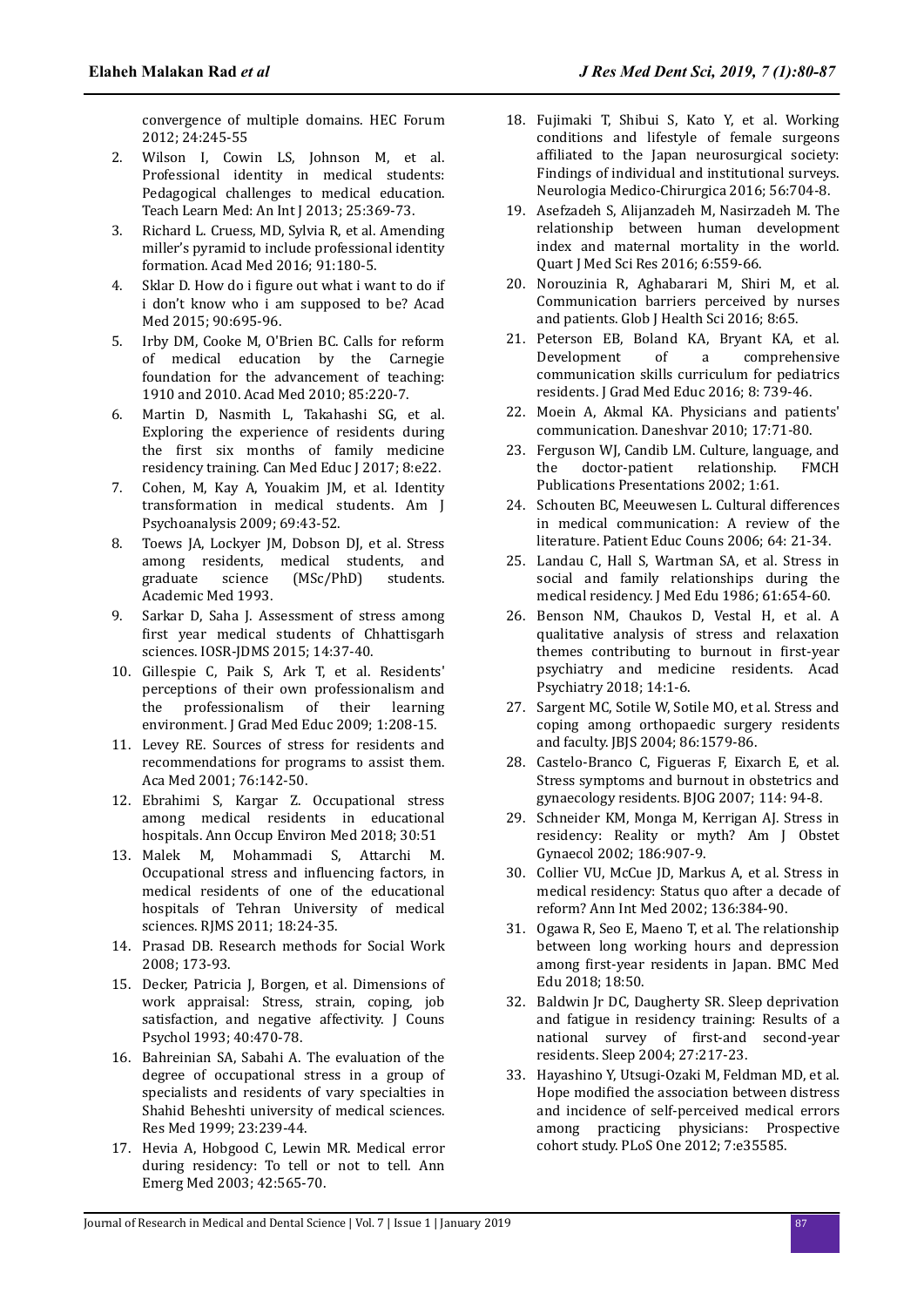convergence of multiple domains. HEC Forum 2012; 24:245-55

2. Wilson I, Cowin LS, Johnson M, et al. Professional identity in medical students: Pedagogical challenges to medical education. Teach Learn Med: An Int J 2013; 25:369-73.
3. Richard L. Cruess, MD, Sylvia R, et al. Amending miller's pyramid to include professional identity formation. Acad Med 2016; 91:180-5.
4. Sklar D. How do i figure out what i want to do if i don't know who i am supposed to be? Acad Med 2015; 90:695-96.
5. Irby DM, Cooke M, O'Brien BC. Calls for reform of medical education by the Carnegie foundation for the advancement of teaching: 1910 and 2010. Acad Med 2010; 85:220-7.
6. Martin D, Nasmith L, Takahashi SG, et al. Exploring the experience of residents during the first six months of family medicine residency training. Can Med Educ J 2017; 8:e22.
7. Cohen, M, Kay A, Youakim JM, et al. Identity transformation in medical students. Am J Psychoanalysis 2009; 69:43-52.
8. Toews JA, Lockyer JM, Dobson DJ, et al. Stress among residents, medical students, and graduate science (MSc/PhD) students. Academic Med 1993.
9. Sarkar D, Saha J. Assessment of stress among first year medical students of Chhattisgarh sciences. IOSR-JDMS 2015; 14:37-40.
10. Gillespie C, Paik S, Ark T, et al. Residents' perceptions of their own professionalism and the professionalism of their learning environment. J Grad Med Educ 2009; 1:208-15.
11. Levey RE. Sources of stress for residents and recommendations for programs to assist them. Aca Med 2001; 76:142-50.
12. Ebrahimi S, Kargar Z. Occupational stress among medical residents in educational hospitals. Ann Occup Environ Med 2018; 30:51
13. Malek M, Mohammadi S, Attarchi M. Occupational stress and influencing factors, in medical residents of one of the educational hospitals of Tehran University of medical sciences. RJMS 2011; 18:24-35.
14. Prasad DB. Research methods for Social Work 2008; 173-93.
15. Decker, Patricia J, Borgen, et al. Dimensions of work appraisal: Stress, strain, coping, job satisfaction, and negative affectivity. J Couns Psychol 1993; 40:470-78.
16. Bahreinian SA, Sabahi A. The evaluation of the degree of occupational stress in a group of specialists and residents of vary specialties in Shahid Beheshti university of medical sciences. Res Med 1999; 23:239-44.
17. Hevia A, Hobgood C, Lewin MR. Medical error during residency: To tell or not to tell. Ann Emerg Med 2003; 42:565-70.
18. Fujimaki T, Shibui S, Kato Y, et al. Working conditions and lifestyle of female surgeons affiliated to the Japan neurosurgical society: Findings of individual and institutional surveys. Neurologia Medico-Chirurgica 2016; 56:704-8.
19. Asefzadeh S, Alijanzadeh M, Nasirzadeh M. The relationship between human development index and maternal mortality in the world. Quart J Med Sci Res 2016; 6:559-66.
20. Norouzinia R, Aghabarari M, Shiri M, et al. Communication barriers perceived by nurses and patients. Glob J Health Sci 2016; 8:65.
21. Peterson EB, Boland KA, Bryant KA, et al. Development of a comprehensive communication skills curriculum for pediatrics residents. J Grad Med Educ 2016; 8: 739-46.
22. Moein A, Akmal KA. Physicians and patients' communication. Daneshvar 2010; 17:71-80.
23. Ferguson WJ, Candib LM. Culture, language, and the doctor-patient relationship. FMCH Publications Presentations 2002; 1:61.
24. Schouten BC, Meeuwesen L. Cultural differences in medical communication: A review of the literature. Patient Educ Couns 2006; 64: 21-34.
25. Landau C, Hall S, Wartman SA, et al. Stress in social and family relationships during the medical residency. J Med Edu 1986; 61:654-60.
26. Benson NM, Chaukos D, Vestal H, et al. A qualitative analysis of stress and relaxation themes contributing to burnout in first-year psychiatry and medicine residents. Acad Psychiatry 2018; 14:1-6.
27. Sargent MC, Sotile W, Sotile MO, et al. Stress and coping among orthopaedic surgery residents and faculty. JBJS 2004; 86:1579-86.
28. Castelo-Branco C, Figueras F, Eixarch E, et al. Stress symptoms and burnout in obstetrics and gynaecology residents. BJOG 2007; 114: 94-8.
29. Schneider KM, Monga M, Kerrigan AJ. Stress in residency: Reality or myth? Am J Obstet Gynaecol 2002; 186:907-9.
30. Collier VU, McCue JD, Markus A, et al. Stress in medical residency: Status quo after a decade of reform? Ann Int Med 2002; 136:384-90.
31. Ogawa R, Seo E, Maeno T, et al. The relationship between long working hours and depression among first-year residents in Japan. BMC Med Edu 2018; 18:50.
32. Baldwin Jr DC, Daugherty SR. Sleep deprivation and fatigue in residency training: Results of a national survey of first-and second-year residents. Sleep 2004; 27:217-23.
33. Hayashino Y, Utsugi-Ozaki M, Feldman MD, et al. Hope modified the association between distress and incidence of self-perceived medical errors among practicing physicians: Prospective cohort study. PLoS One 2012; 7:e35585.